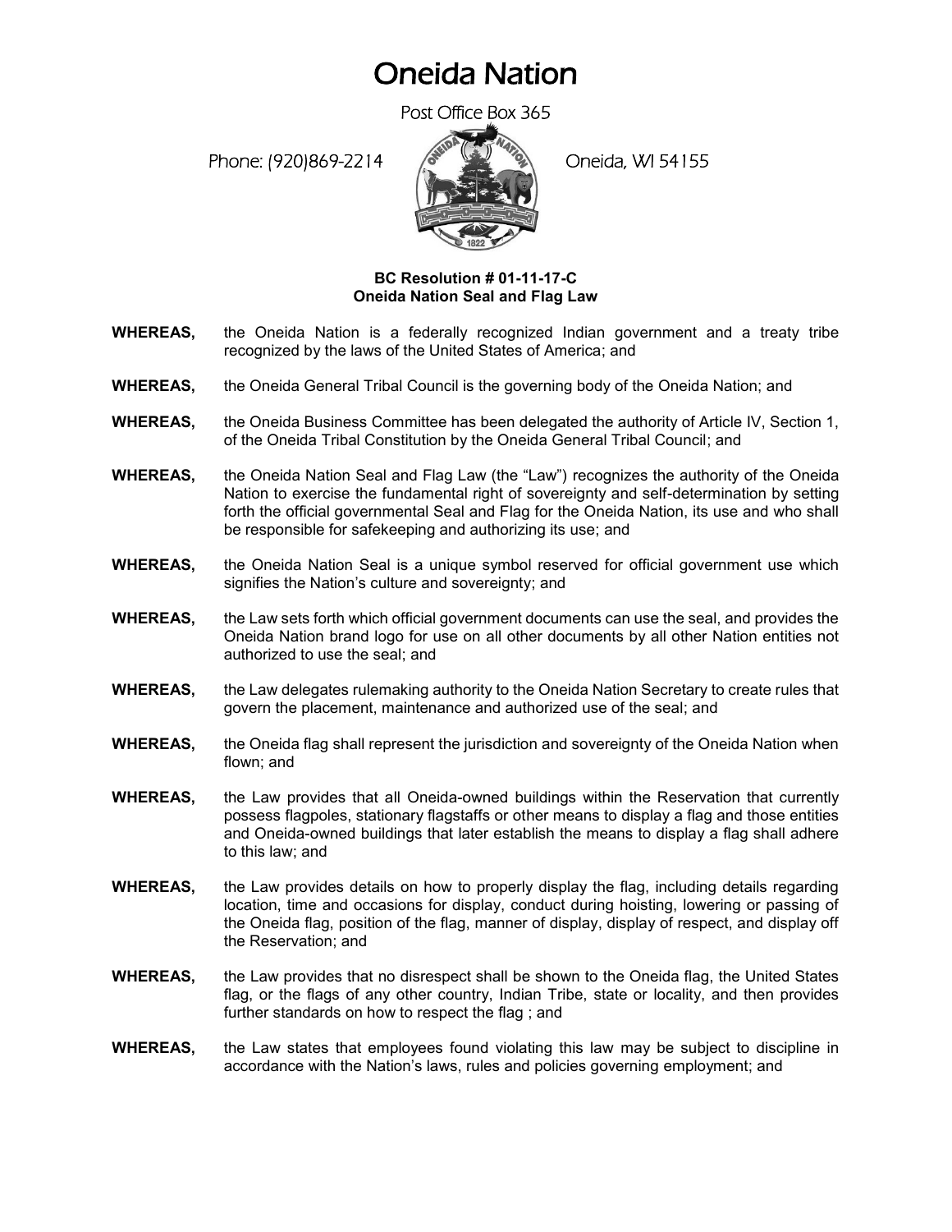# Oneida Nation

Post Office Box 365

Phone: (920)869-2214 Oneida, WI 54155

**BC Resolution # 01-11-17-C**
**Oneida Nation Seal and Flag Law**

**WHEREAS,** the Oneida Nation is a federally recognized Indian government and a treaty tribe recognized by the laws of the United States of America; and

**WHEREAS,** the Oneida General Tribal Council is the governing body of the Oneida Nation; and

**WHEREAS,** the Oneida Business Committee has been delegated the authority of Article IV, Section 1, of the Oneida Tribal Constitution by the Oneida General Tribal Council; and

**WHEREAS,** the Oneida Nation Seal and Flag Law (the "Law") recognizes the authority of the Oneida Nation to exercise the fundamental right of sovereignty and self-determination by setting forth the official governmental Seal and Flag for the Oneida Nation, its use and who shall be responsible for safekeeping and authorizing its use; and

**WHEREAS,** the Oneida Nation Seal is a unique symbol reserved for official government use which signifies the Nation's culture and sovereignty; and

**WHEREAS,** the Law sets forth which official government documents can use the seal, and provides the Oneida Nation brand logo for use on all other documents by all other Nation entities not authorized to use the seal; and

**WHEREAS,** the Law delegates rulemaking authority to the Oneida Nation Secretary to create rules that govern the placement, maintenance and authorized use of the seal; and

**WHEREAS,** the Oneida flag shall represent the jurisdiction and sovereignty of the Oneida Nation when flown; and

**WHEREAS,** the Law provides that all Oneida-owned buildings within the Reservation that currently possess flagpoles, stationary flagstaffs or other means to display a flag and those entities and Oneida-owned buildings that later establish the means to display a flag shall adhere to this law; and

**WHEREAS,** the Law provides details on how to properly display the flag, including details regarding location, time and occasions for display, conduct during hoisting, lowering or passing of the Oneida flag, position of the flag, manner of display, display of respect, and display off the Reservation; and

**WHEREAS,** the Law provides that no disrespect shall be shown to the Oneida flag, the United States flag, or the flags of any other country, Indian Tribe, state or locality, and then provides further standards on how to respect the flag ; and

**WHEREAS,** the Law states that employees found violating this law may be subject to discipline in accordance with the Nation's laws, rules and policies governing employment; and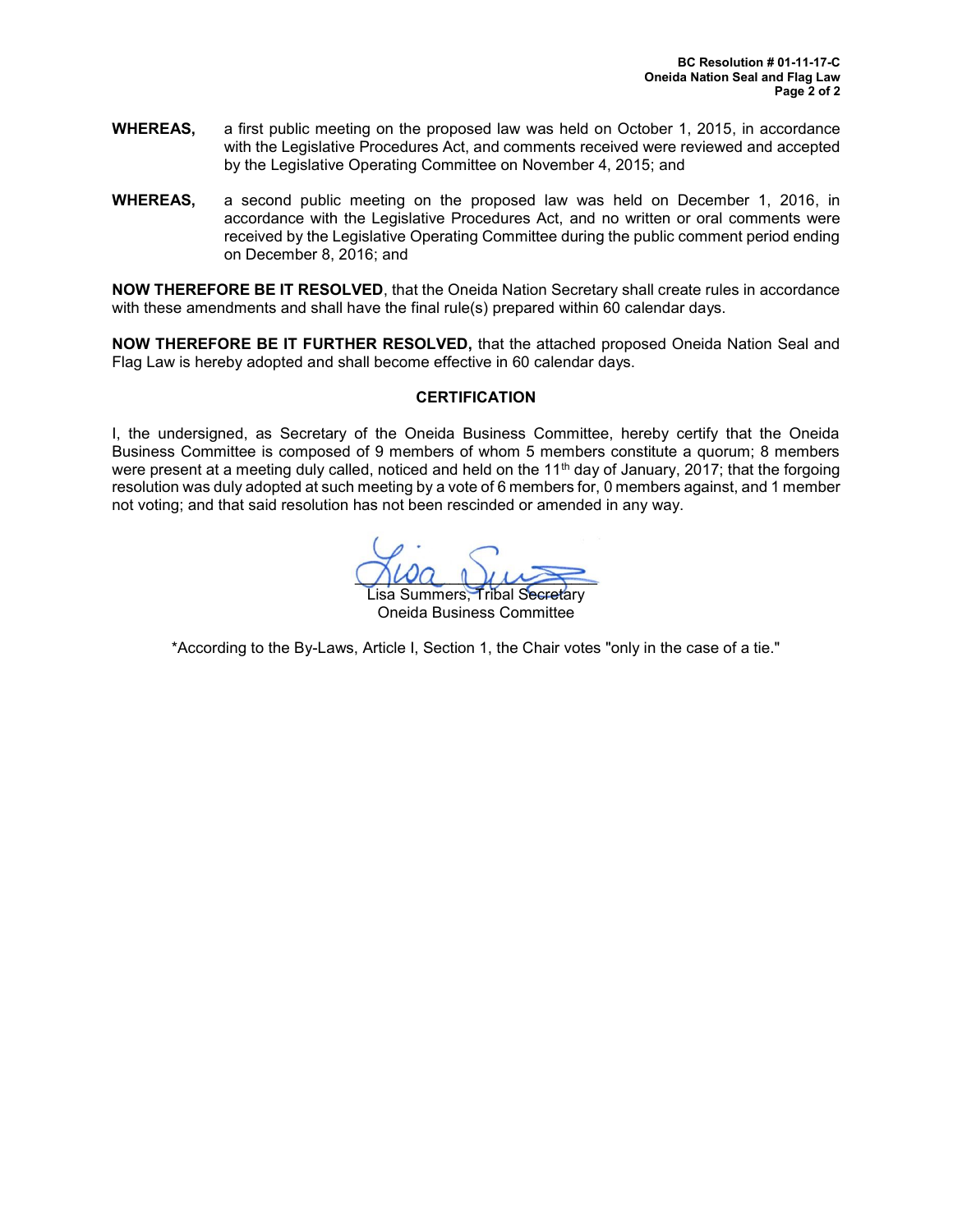**WHEREAS,** a first public meeting on the proposed law was held on October 1, 2015, in accordance with the Legislative Procedures Act, and comments received were reviewed and accepted by the Legislative Operating Committee on November 4, 2015; and

**WHEREAS,** a second public meeting on the proposed law was held on December 1, 2016, in accordance with the Legislative Procedures Act, and no written or oral comments were received by the Legislative Operating Committee during the public comment period ending on December 8, 2016; and

**NOW THEREFORE BE IT RESOLVED**, that the Oneida Nation Secretary shall create rules in accordance with these amendments and shall have the final rule(s) prepared within 60 calendar days.

**NOW THEREFORE BE IT FURTHER RESOLVED,** that the attached proposed Oneida Nation Seal and Flag Law is hereby adopted and shall become effective in 60 calendar days.

**CERTIFICATION**

I, the undersigned, as Secretary of the Oneida Business Committee, hereby certify that the Oneida Business Committee is composed of 9 members of whom 5 members constitute a quorum; 8 members were present at a meeting duly called, noticed and held on the 11th day of January, 2017; that the forgoing resolution was duly adopted at such meeting by a vote of 6 members for, 0 members against, and 1 member not voting; and that said resolution has not been rescinded or amended in any way.

Lisa Summers, Tribal Secretary
Oneida Business Committee

*According to the By-Laws, Article I, Section 1, the Chair votes "only in the case of a tie."